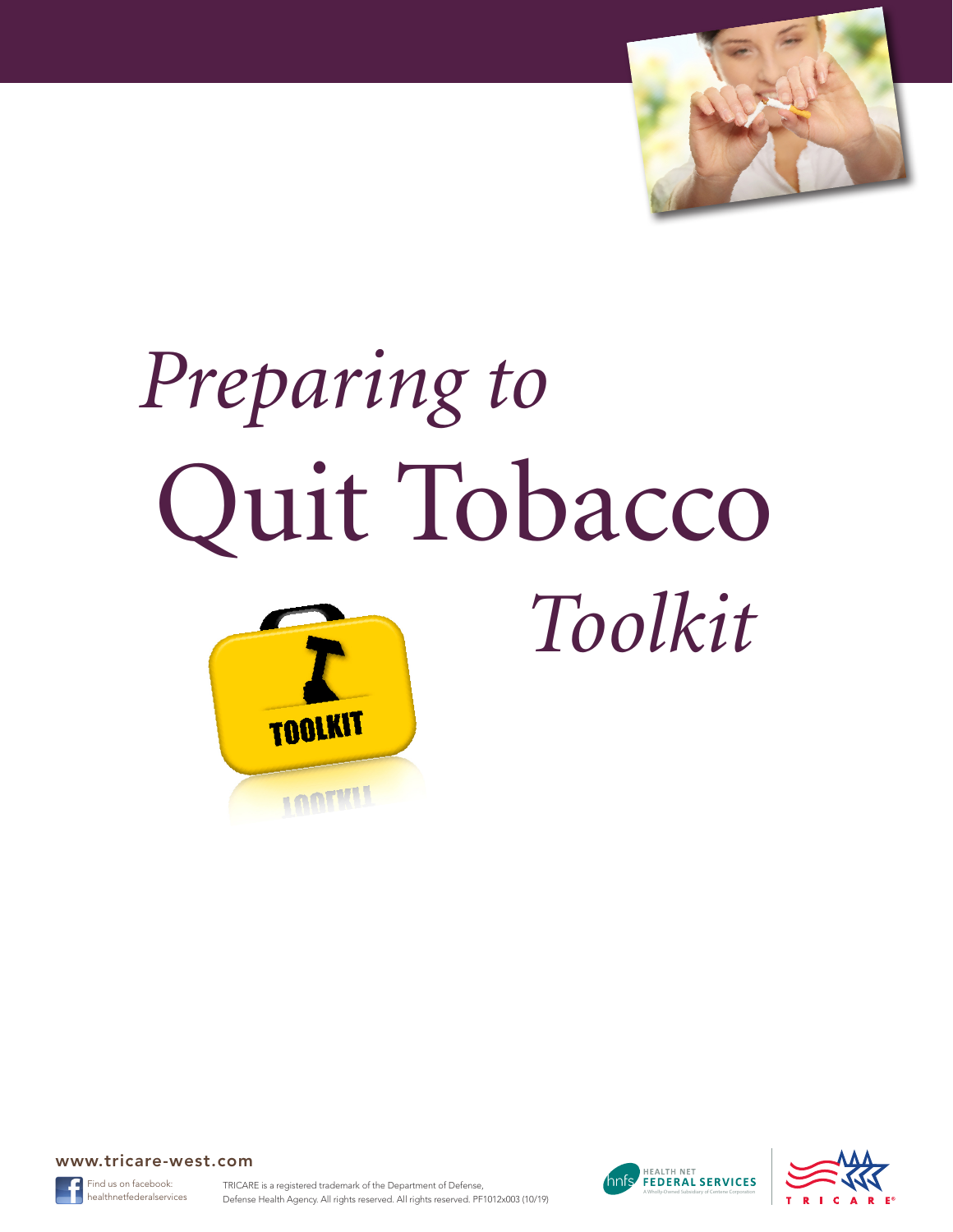# *Preparing to* Quit Tobacco *Toolkit*

www.tricare-west.com

Find us on facebook: healthnetfederalservices

TRICARE is a registered trademark of the Department of Defense, Defense Health Agency. All rights reserved. All rights reserved. PF1012x003 (10/19)

HEALTH NET FEDERAL SERVICES

A Wholly-Owned Subsidiary of Centene Corporation

TRICARE®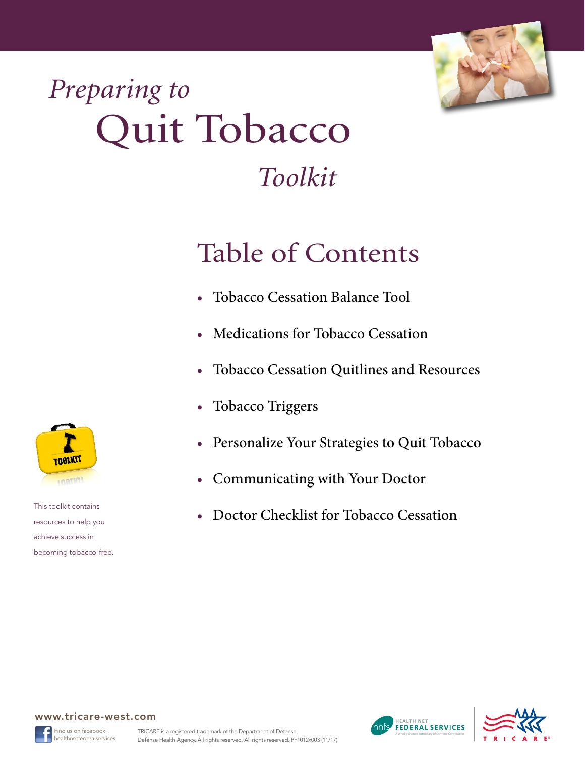# *Preparing to* Quit Tobacco *Toolkit*

## Table of Contents

- Tobacco Cessation Balance Tool
- Medications for Tobacco Cessation
- Tobacco Cessation Quitlines and Resources
- Tobacco Triggers
- Personalize Your Strategies to Quit Tobacco
- Communicating with Your Doctor
- Doctor Checklist for Tobacco Cessation

This toolkit contains resources to help you achieve success in becoming tobacco-free.

www.tricare-west.com

Find us on facebook: healthnetfederalservices

TRICARE is a registered trademark of the Department of Defense, Defense Health Agency. All rights reserved. All rights reserved. PF1012x003 (11/17)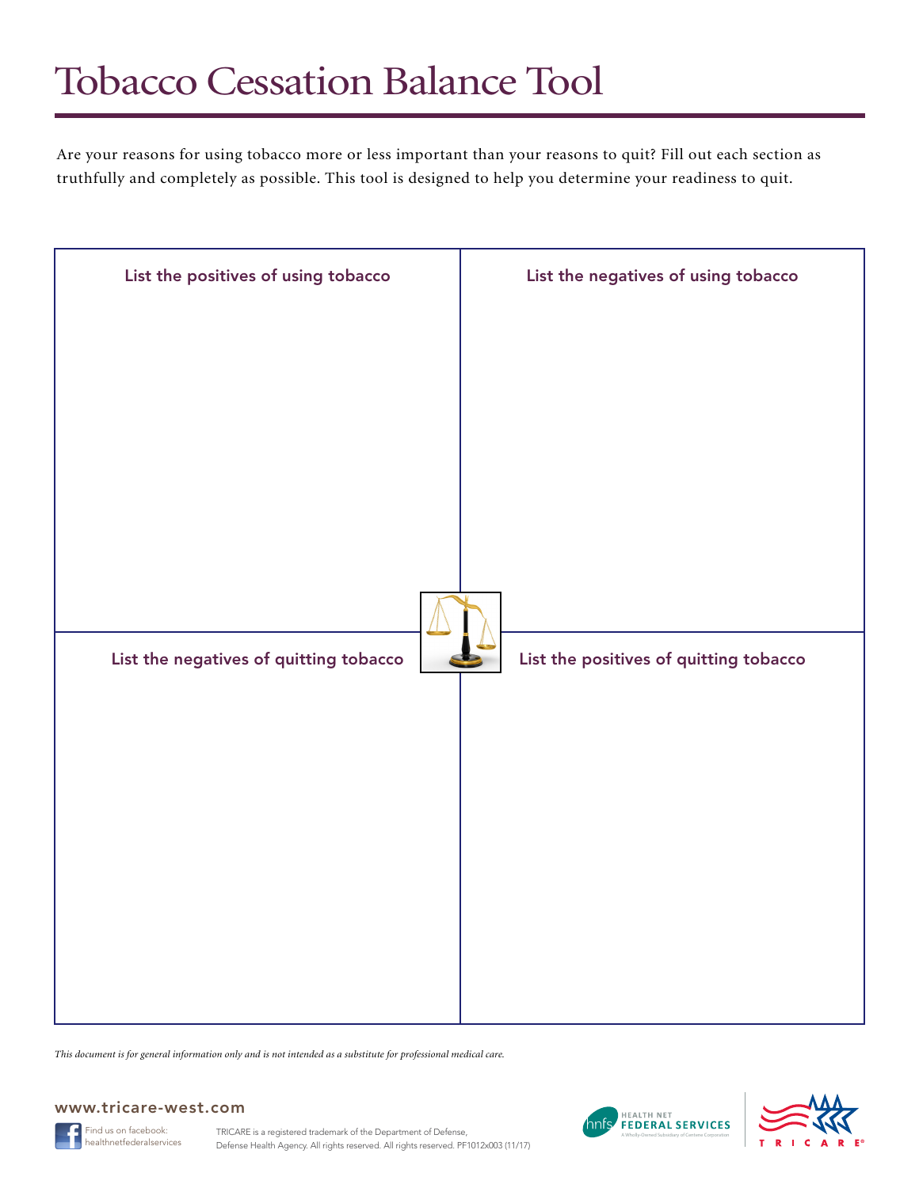# Tobacco Cessation Balance Tool

Are your reasons for using tobacco more or less important than your reasons to quit? Fill out each section as truthfully and completely as possible. This tool is designed to help you determine your readiness to quit.

| List the positives of using tobacco | List the negatives of using tobacco |
| --- | --- |
| | |

| List the negatives of quitting tobacco | List the positives of quitting tobacco |
| --- | --- |
| | |

*This document is for general information only and is not intended as a substitute for professional medical care.*

www.tricare-west.com

Find us on facebook: healthnetfederalservices

TRICARE is a registered trademark of the Department of Defense, Defense Health Agency. All rights reserved. All rights reserved. PF1012x003 (11/17)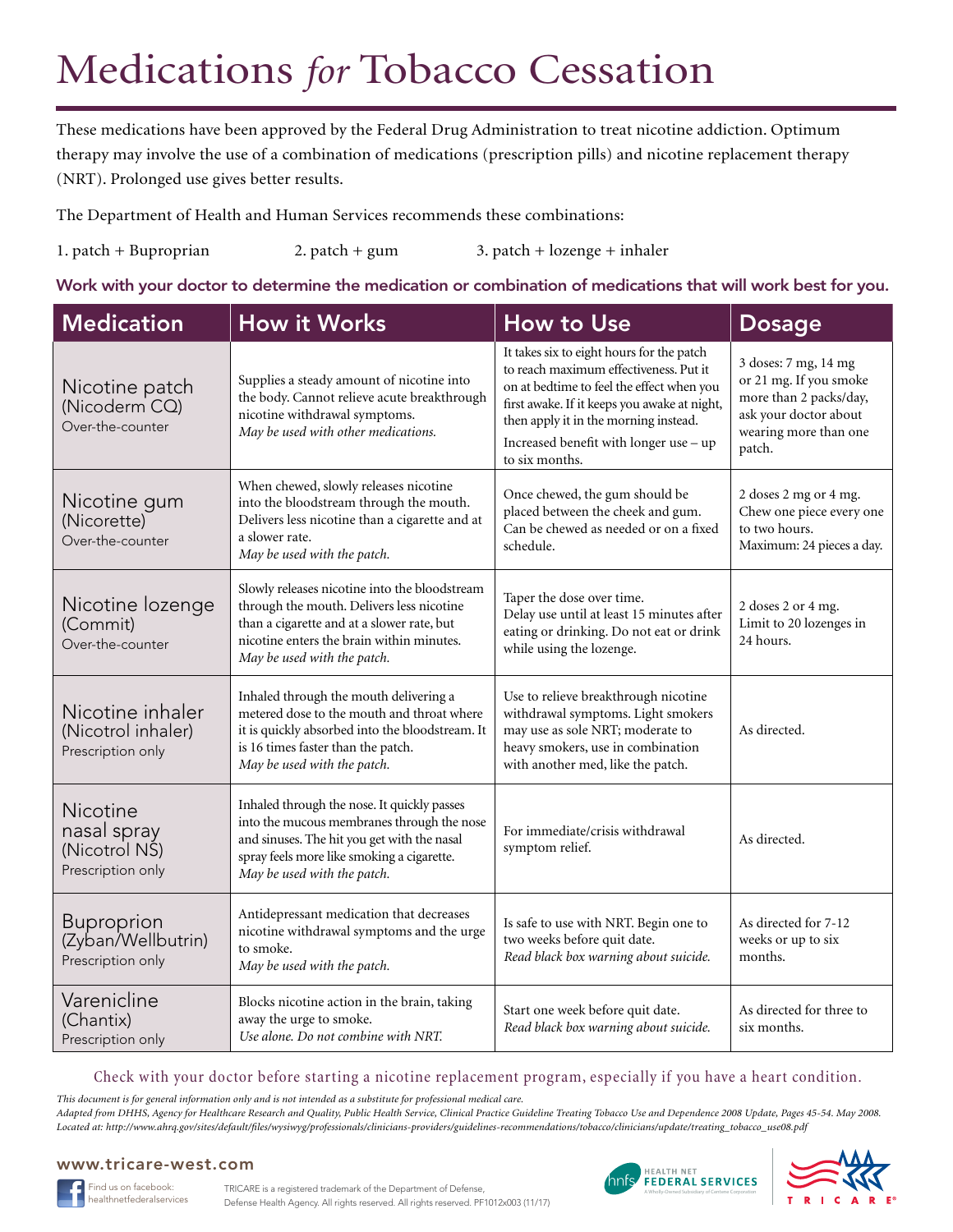# Medications *for* Tobacco Cessation

These medications have been approved by the Federal Drug Administration to treat nicotine addiction. Optimum therapy may involve the use of a combination of medications (prescription pills) and nicotine replacement therapy (NRT). Prolonged use gives better results.

The Department of Health and Human Services recommends these combinations:

1. patch + Buproprian
2. patch + gum
3. patch + lozenge + inhaler

**Work with your doctor to determine the medication or combination of medications that will work best for you.**

| Medication | How it Works | How to Use | Dosage |
|---|---|---|---|
| Nicotine patch (Nicoderm CQ) Over-the-counter | Supplies a steady amount of nicotine into the body. Cannot relieve acute breakthrough nicotine withdrawal symptoms. *May be used with other medications.* | It takes six to eight hours for the patch to reach maximum effectiveness. Put it on at bedtime to feel the effect when you first awake. If it keeps you awake at night, then apply it in the morning instead. Increased benefit with longer use – up to six months. | 3 doses: 7 mg, 14 mg or 21 mg. If you smoke more than 2 packs/day, ask your doctor about wearing more than one patch. |
| Nicotine gum (Nicorette) Over-the-counter | When chewed, slowly releases nicotine into the bloodstream through the mouth. Delivers less nicotine than a cigarette and at a slower rate. *May be used with the patch.* | Once chewed, the gum should be placed between the cheek and gum. Can be chewed as needed or on a fixed schedule. | 2 doses 2 mg or 4 mg. Chew one piece every one to two hours. Maximum: 24 pieces a day. |
| Nicotine lozenge (Commit) Over-the-counter | Slowly releases nicotine into the bloodstream through the mouth. Delivers less nicotine than a cigarette and at a slower rate, but nicotine enters the brain within minutes. *May be used with the patch.* | Taper the dose over time. Delay use until at least 15 minutes after eating or drinking. Do not eat or drink while using the lozenge. | 2 doses 2 or 4 mg. Limit to 20 lozenges in 24 hours. |
| Nicotine inhaler (Nicotrol inhaler) Prescription only | Inhaled through the mouth delivering a metered dose to the mouth and throat where it is quickly absorbed into the bloodstream. It is 16 times faster than the patch. *May be used with the patch.* | Use to relieve breakthrough nicotine withdrawal symptoms. Light smokers may use as sole NRT; moderate to heavy smokers, use in combination with another med, like the patch. | As directed. |
| Nicotine nasal spray (Nicotrol NS) Prescription only | Inhaled through the nose. It quickly passes into the mucous membranes through the nose and sinuses. The hit you get with the nasal spray feels more like smoking a cigarette. *May be used with the patch.* | For immediate/crisis withdrawal symptom relief. | As directed. |
| Buproprion (Zyban/Wellbutrin) Prescription only | Antidepressant medication that decreases nicotine withdrawal symptoms and the urge to smoke. *May be used with the patch.* | Is safe to use with NRT. Begin one to two weeks before quit date. *Read black box warning about suicide.* | As directed for 7-12 weeks or up to six months. |
| Varenicline (Chantix) Prescription only | Blocks nicotine action in the brain, taking away the urge to smoke. *Use alone. Do not combine with NRT.* | Start one week before quit date. *Read black box warning about suicide.* | As directed for three to six months. |

Check with your doctor before starting a nicotine replacement program, especially if you have a heart condition.

*This document is for general information only and is not intended as a substitute for professional medical care.*
*Adapted from DHHS, Agency for Healthcare Research and Quality, Public Health Service, Clinical Practice Guideline Treating Tobacco Use and Dependence 2008 Update, Pages 45-54. May 2008.*
*Located at: http://www.ahrq.gov/sites/default/files/wysiwyg/professionals/clinicians-providers/guidelines-recommendations/tobacco/clinicians/update/treating_tobacco_use08.pdf*

**www.tricare-west.com**

Find us on facebook: healthnetfederalservices

TRICARE is a registered trademark of the Department of Defense, Defense Health Agency. All rights reserved. All rights reserved. PF1012x003 (11/17)

HEALTH NET FEDERAL SERVICES — A Wholly-Owned Subsidiary of Centene Corporation

TRICARE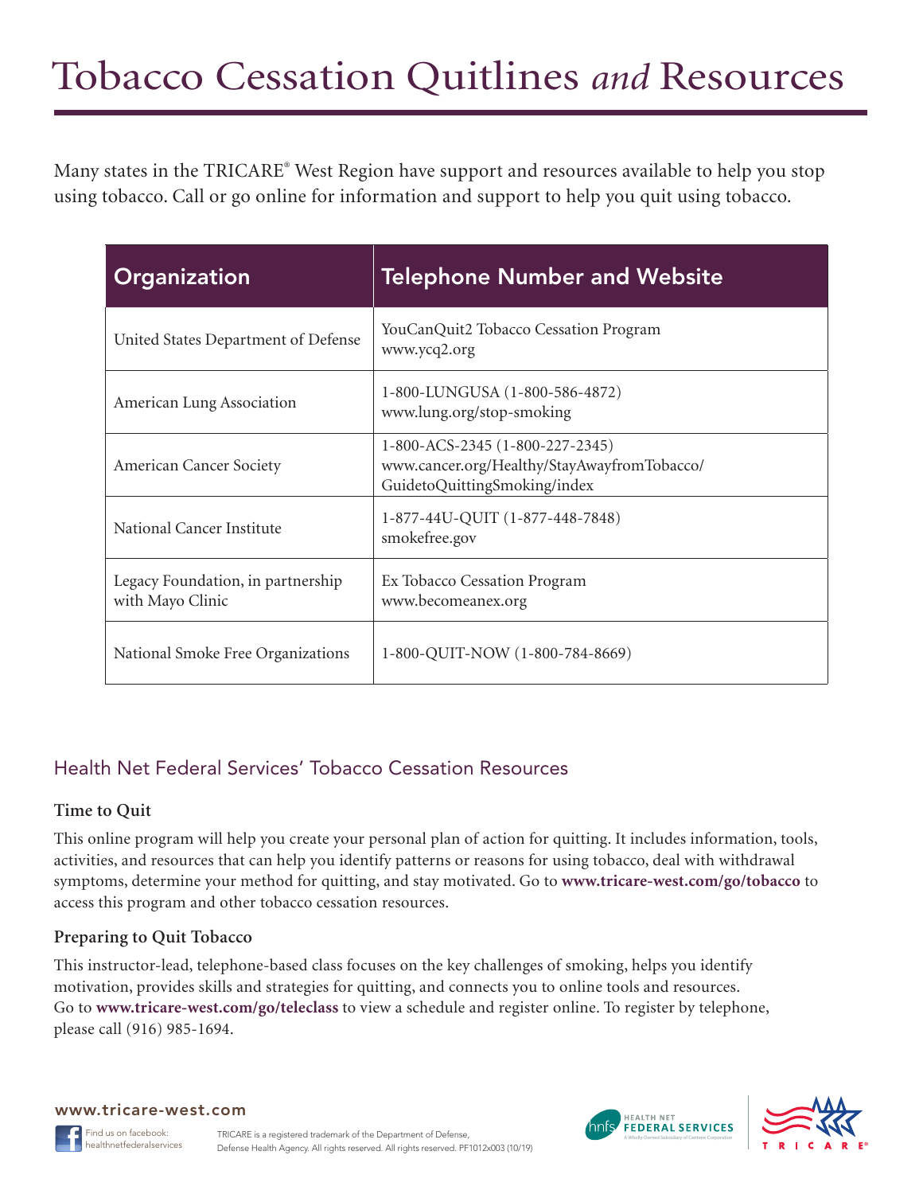# Tobacco Cessation Quitlines *and* Resources

Many states in the TRICARE® West Region have support and resources available to help you stop using tobacco. Call or go online for information and support to help you quit using tobacco.

| Organization | Telephone Number and Website |
|---|---|
| United States Department of Defense | YouCanQuit2 Tobacco Cessation Program<br>www.ycq2.org |
| American Lung Association | 1-800-LUNGUSA (1-800-586-4872)<br>www.lung.org/stop-smoking |
| American Cancer Society | 1-800-ACS-2345 (1-800-227-2345)<br>www.cancer.org/Healthy/StayAwayfromTobacco/GuidetoQuittingSmoking/index |
| National Cancer Institute | 1-877-44U-QUIT (1-877-448-7848)<br>smokefree.gov |
| Legacy Foundation, in partnership with Mayo Clinic | Ex Tobacco Cessation Program<br>www.becomeanex.org |
| National Smoke Free Organizations | 1-800-QUIT-NOW (1-800-784-8669) |

## Health Net Federal Services' Tobacco Cessation Resources

### Time to Quit

This online program will help you create your personal plan of action for quitting. It includes information, tools, activities, and resources that can help you identify patterns or reasons for using tobacco, deal with withdrawal symptoms, determine your method for quitting, and stay motivated. Go to **www.tricare-west.com/go/tobacco** to access this program and other tobacco cessation resources.

### Preparing to Quit Tobacco

This instructor-lead, telephone-based class focuses on the key challenges of smoking, helps you identify motivation, provides skills and strategies for quitting, and connects you to online tools and resources. Go to **www.tricare-west.com/go/teleclass** to view a schedule and register online. To register by telephone, please call (916) 985-1694.

www.tricare-west.com

Find us on facebook: healthnetfederalservices

TRICARE is a registered trademark of the Department of Defense, Defense Health Agency. All rights reserved. All rights reserved. PF1012x003 (10/19)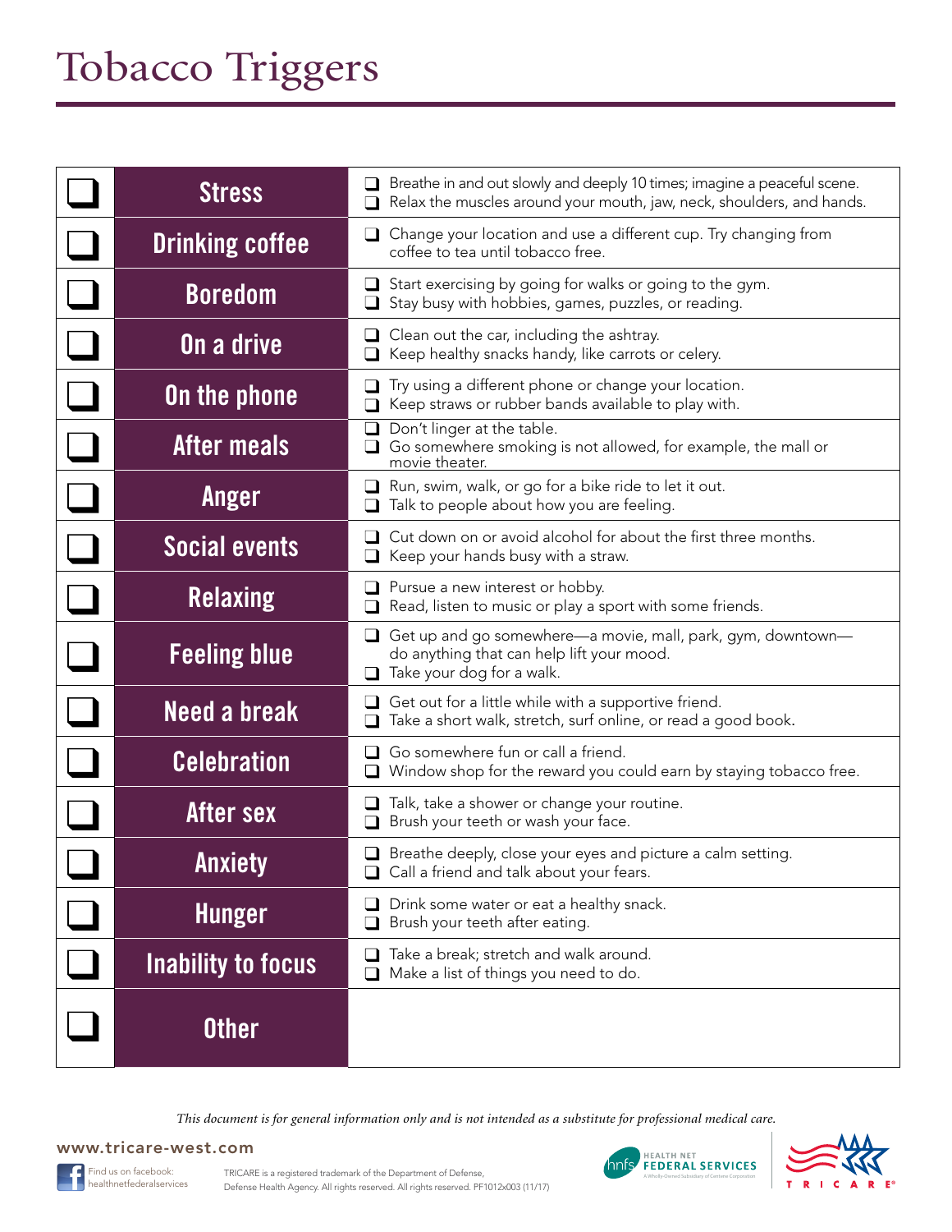# Tobacco Triggers

| | Trigger | Strategies |
|---|---|---|
| ❑ | **Stress** | ❑ Breathe in and out slowly and deeply 10 times; imagine a peaceful scene.<br>❑ Relax the muscles around your mouth, jaw, neck, shoulders, and hands. |
| ❑ | **Drinking coffee** | ❑ Change your location and use a different cup. Try changing from coffee to tea until tobacco free. |
| ❑ | **Boredom** | ❑ Start exercising by going for walks or going to the gym.<br>❑ Stay busy with hobbies, games, puzzles, or reading. |
| ❑ | **On a drive** | ❑ Clean out the car, including the ashtray.<br>❑ Keep healthy snacks handy, like carrots or celery. |
| ❑ | **On the phone** | ❑ Try using a different phone or change your location.<br>❑ Keep straws or rubber bands available to play with. |
| ❑ | **After meals** | ❑ Don't linger at the table.<br>❑ Go somewhere smoking is not allowed, for example, the mall or movie theater. |
| ❑ | **Anger** | ❑ Run, swim, walk, or go for a bike ride to let it out.<br>❑ Talk to people about how you are feeling. |
| ❑ | **Social events** | ❑ Cut down on or avoid alcohol for about the first three months.<br>❑ Keep your hands busy with a straw. |
| ❑ | **Relaxing** | ❑ Pursue a new interest or hobby.<br>❑ Read, listen to music or play a sport with some friends. |
| ❑ | **Feeling blue** | ❑ Get up and go somewhere—a movie, mall, park, gym, downtown—do anything that can help lift your mood.<br>❑ Take your dog for a walk. |
| ❑ | **Need a break** | ❑ Get out for a little while with a supportive friend.<br>❑ Take a short walk, stretch, surf online, or read a good book. |
| ❑ | **Celebration** | ❑ Go somewhere fun or call a friend.<br>❑ Window shop for the reward you could earn by staying tobacco free. |
| ❑ | **After sex** | ❑ Talk, take a shower or change your routine.<br>❑ Brush your teeth or wash your face. |
| ❑ | **Anxiety** | ❑ Breathe deeply, close your eyes and picture a calm setting.<br>❑ Call a friend and talk about your fears. |
| ❑ | **Hunger** | ❑ Drink some water or eat a healthy snack.<br>❑ Brush your teeth after eating. |
| ❑ | **Inability to focus** | ❑ Take a break; stretch and walk around.<br>❑ Make a list of things you need to do. |
| ❑ | **Other** | |

*This document is for general information only and is not intended as a substitute for professional medical care.*

www.tricare-west.com

Find us on facebook: healthnetfederalservices

TRICARE is a registered trademark of the Department of Defense, Defense Health Agency. All rights reserved. All rights reserved. PF1012x003 (11/17)

HEALTH NET FEDERAL SERVICES — A Wholly-Owned Subsidiary of Centene Corporation

TRICARE®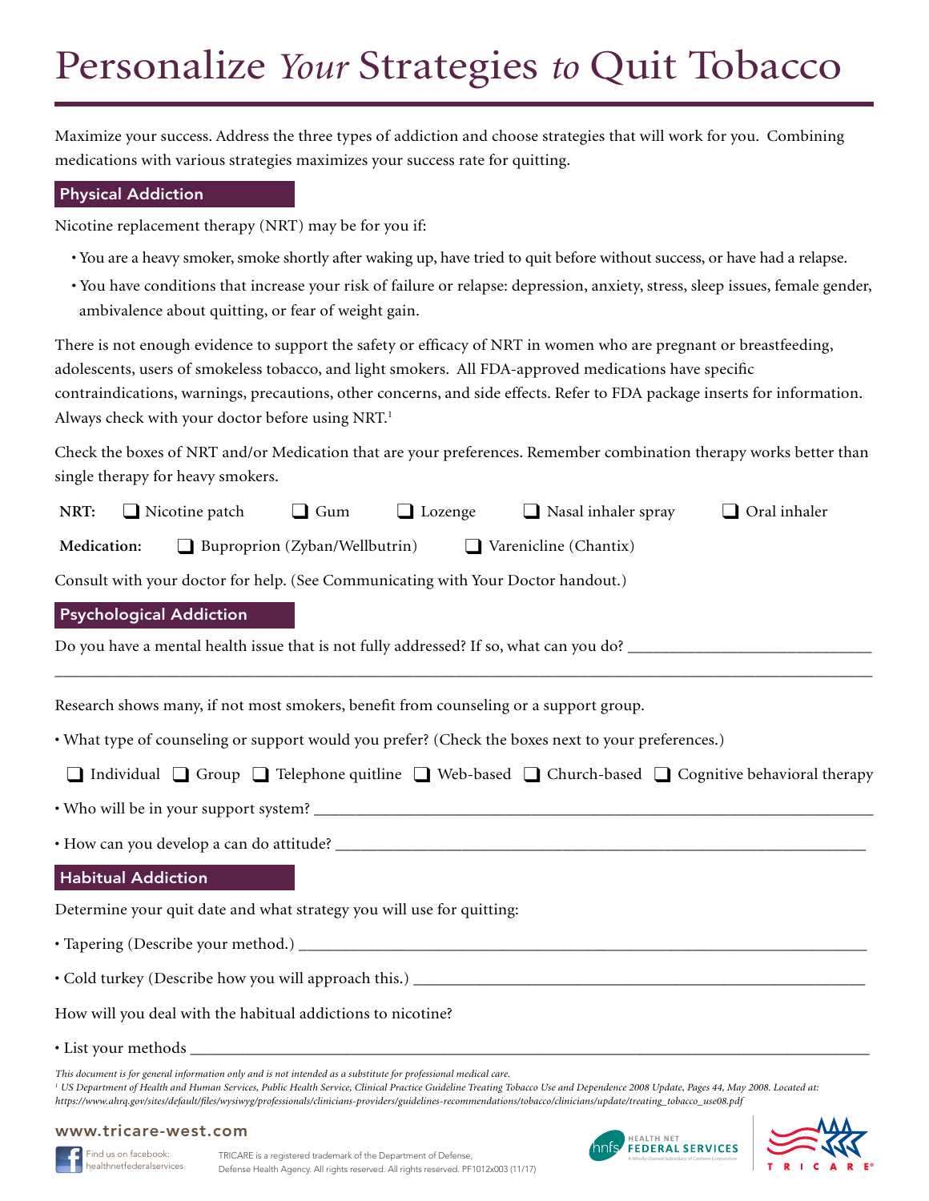# Personalize *Your* Strategies *to* Quit Tobacco

Maximize your success. Address the three types of addiction and choose strategies that will work for you. Combining medications with various strategies maximizes your success rate for quitting.

## Physical Addiction

Nicotine replacement therapy (NRT) may be for you if:

- You are a heavy smoker, smoke shortly after waking up, have tried to quit before without success, or have had a relapse.
- You have conditions that increase your risk of failure or relapse: depression, anxiety, stress, sleep issues, female gender, ambivalence about quitting, or fear of weight gain.

There is not enough evidence to support the safety or efficacy of NRT in women who are pregnant or breastfeeding, adolescents, users of smokeless tobacco, and light smokers. All FDA-approved medications have specific contraindications, warnings, precautions, other concerns, and side effects. Refer to FDA package inserts for information. Always check with your doctor before using NRT.[1]

Check the boxes of NRT and/or Medication that are your preferences. Remember combination therapy works better than single therapy for heavy smokers.

**NRT:** ❑ Nicotine patch ❑ Gum ❑ Lozenge ❑ Nasal inhaler spray ❑ Oral inhaler

**Medication:** ❑ Buproprion (Zyban/Wellbutrin) ❑ Varenicline (Chantix)

Consult with your doctor for help. (See Communicating with Your Doctor handout.)

## Psychological Addiction

Do you have a mental health issue that is not fully addressed? If so, what can you do? ______________________________

______________________________________________________________________________

Research shows many, if not most smokers, benefit from counseling or a support group.

- What type of counseling or support would you prefer? (Check the boxes next to your preferences.)

❑ Individual ❑ Group ❑ Telephone quitline ❑ Web-based ❑ Church-based ❑ Cognitive behavioral therapy

- Who will be in your support system? ______________________________________________
- How can you develop a can do attitude? ____________________________________________

## Habitual Addiction

Determine your quit date and what strategy you will use for quitting:

- Tapering (Describe your method.) ________________________________________________
- Cold turkey (Describe how you will approach this.) ______________________________________

How will you deal with the habitual addictions to nicotine?

- List your methods ______________________________________________________________

*This document is for general information only and is not intended as a substitute for professional medical care.*

*[1] US Department of Health and Human Services, Public Health Service, Clinical Practice Guideline Treating Tobacco Use and Dependence 2008 Update, Pages 44, May 2008. Located at: https://www.ahrq.gov/sites/default/files/wysiwyg/professionals/clinicians-providers/guidelines-recommendations/tobacco/clinicians/update/treating_tobacco_use08.pdf*

**www.tricare-west.com**

Find us on facebook: healthnetfederalservices

TRICARE is a registered trademark of the Department of Defense, Defense Health Agency. All rights reserved. All rights reserved. PF1012x003 (11/17)

HEALTH NET FEDERAL SERVICES A Wholly-Owned Subsidiary of Centene Corporation

TRICARE®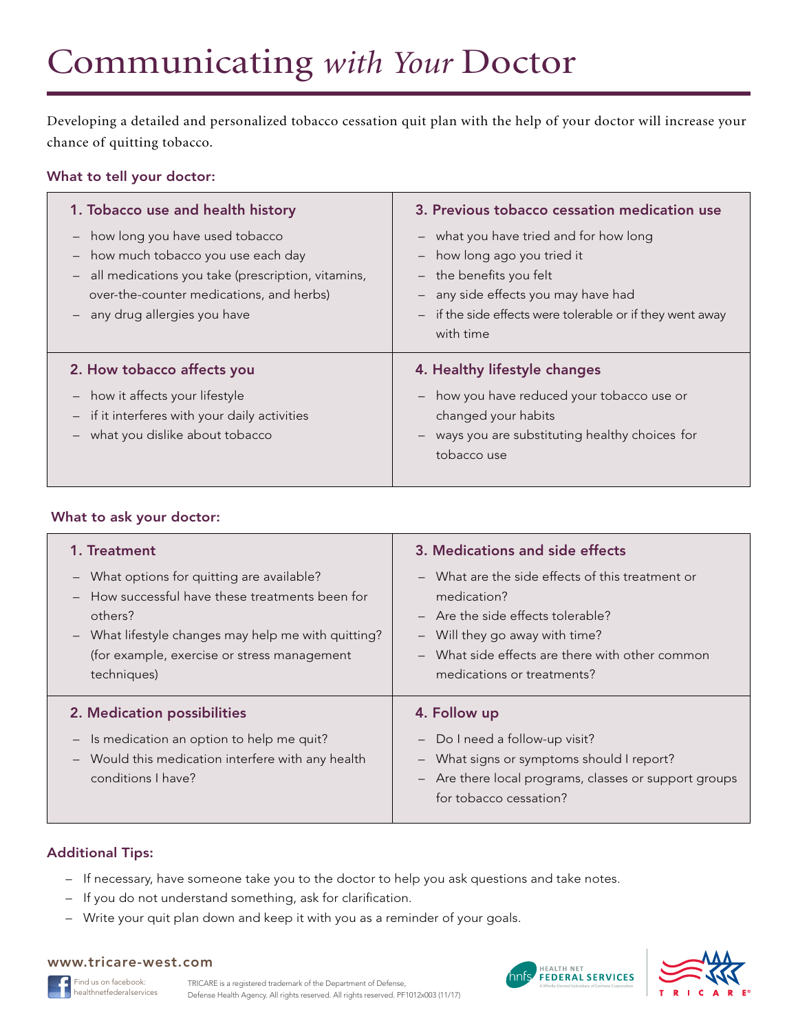# Communicating *with Your* Doctor

Developing a detailed and personalized tobacco cessation quit plan with the help of your doctor will increase your chance of quitting tobacco.

### What to tell your doctor:

**1. Tobacco use and health history**

- how long you have used tobacco
- how much tobacco you use each day
- all medications you take (prescription, vitamins, over-the-counter medications, and herbs)
- any drug allergies you have

**2. How tobacco affects you**

- how it affects your lifestyle
- if it interferes with your daily activities
- what you dislike about tobacco

**3. Previous tobacco cessation medication use**

- what you have tried and for how long
- how long ago you tried it
- the benefits you felt
- any side effects you may have had
- if the side effects were tolerable or if they went away with time

**4. Healthy lifestyle changes**

- how you have reduced your tobacco use or changed your habits
- ways you are substituting healthy choices for tobacco use

### What to ask your doctor:

**1. Treatment**

- What options for quitting are available?
- How successful have these treatments been for others?
- What lifestyle changes may help me with quitting? (for example, exercise or stress management techniques)

**2. Medication possibilities**

- Is medication an option to help me quit?
- Would this medication interfere with any health conditions I have?

**3. Medications and side effects**

- What are the side effects of this treatment or medication?
- Are the side effects tolerable?
- Will they go away with time?
- What side effects are there with other common medications or treatments?

**4. Follow up**

- Do I need a follow-up visit?
- What signs or symptoms should I report?
- Are there local programs, classes or support groups for tobacco cessation?

### Additional Tips:

- If necessary, have someone take you to the doctor to help you ask questions and take notes.
- If you do not understand something, ask for clarification.
- Write your quit plan down and keep it with you as a reminder of your goals.

**www.tricare-west.com**

Find us on facebook: healthnetfederalservices

TRICARE is a registered trademark of the Department of Defense, Defense Health Agency. All rights reserved. All rights reserved. PF1012x003 (11/17)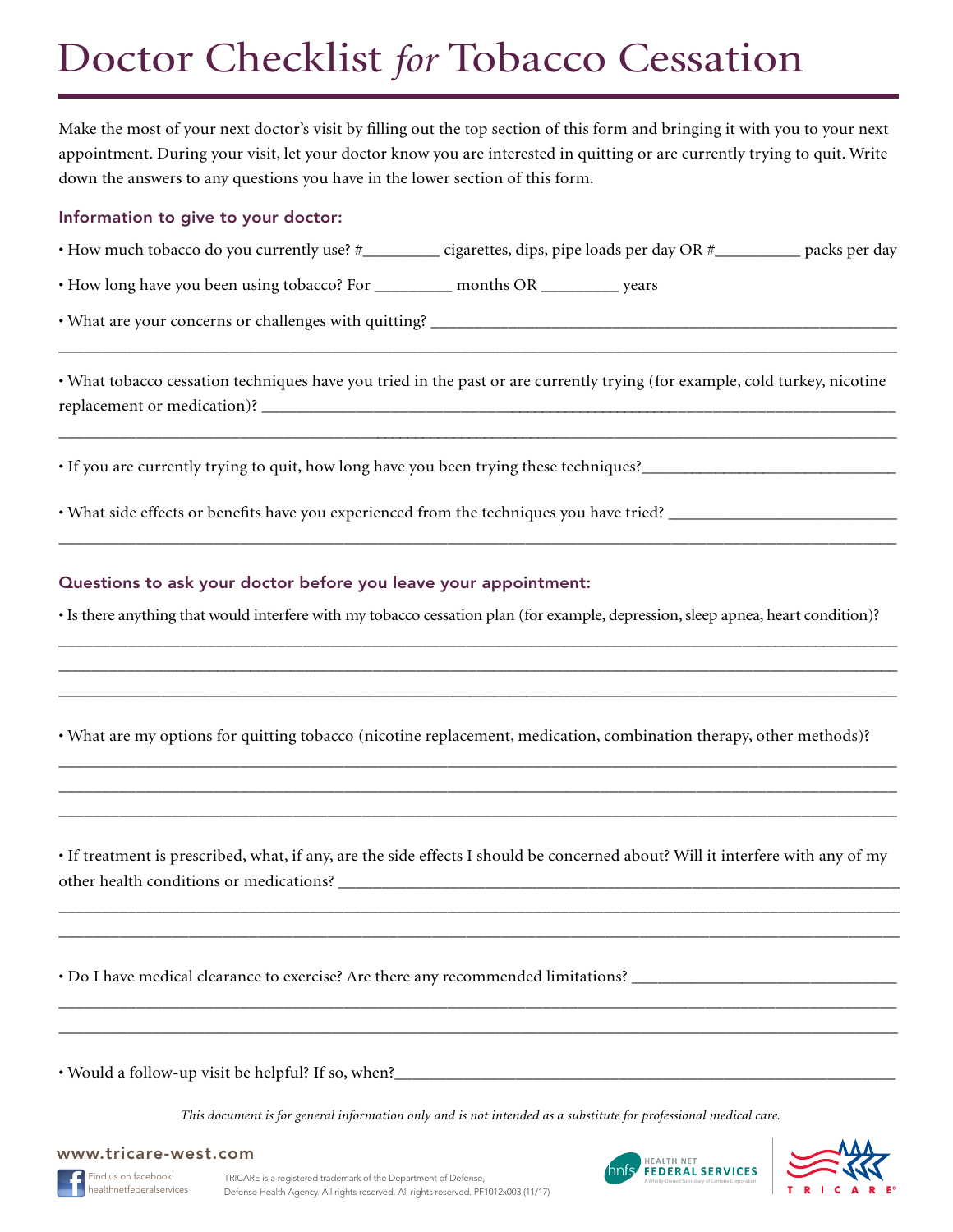# Doctor Checklist *for* Tobacco Cessation

Make the most of your next doctor's visit by filling out the top section of this form and bringing it with you to your next appointment. During your visit, let your doctor know you are interested in quitting or are currently trying to quit. Write down the answers to any questions you have in the lower section of this form.

### Information to give to your doctor:

- How much tobacco do you currently use? #_________ cigarettes, dips, pipe loads per day OR #__________ packs per day
- How long have you been using tobacco? For _________ months OR _________ years
- What are your concerns or challenges with quitting? ____________________________________________________________

____________________________________________________________________________________________________

- What tobacco cessation techniques have you tried in the past or are currently trying (for example, cold turkey, nicotine replacement or medication)? ____________________________________________________________

____________________________________________________________________________________________________

- If you are currently trying to quit, how long have you been trying these techniques?_______________________________
- What side effects or benefits have you experienced from the techniques you have tried? ___________________________

____________________________________________________________________________________________________

### Questions to ask your doctor before you leave your appointment:

- Is there anything that would interfere with my tobacco cessation plan (for example, depression, sleep apnea, heart condition)?

____________________________________________________________________________________________________

____________________________________________________________________________________________________

____________________________________________________________________________________________________

- What are my options for quitting tobacco (nicotine replacement, medication, combination therapy, other methods)?

____________________________________________________________________________________________________

____________________________________________________________________________________________________

____________________________________________________________________________________________________

- If treatment is prescribed, what, if any, are the side effects I should be concerned about? Will it interfere with any of my other health conditions or medications? ____________________________________________________________

____________________________________________________________________________________________________

____________________________________________________________________________________________________

- Do I have medical clearance to exercise? Are there any recommended limitations? _______________________________

____________________________________________________________________________________________________

____________________________________________________________________________________________________

- Would a follow-up visit be helpful? If so, when?_____________________________________________________________

*This document is for general information only and is not intended as a substitute for professional medical care.*

**www.tricare-west.com**

Find us on facebook: healthnetfederalservices

TRICARE is a registered trademark of the Department of Defense, Defense Health Agency. All rights reserved. All rights reserved. PF1012x003 (11/17)

HEALTH NET FEDERAL SERVICES
A Wholly-Owned Subsidiary of Centene Corporation

TRICARE®